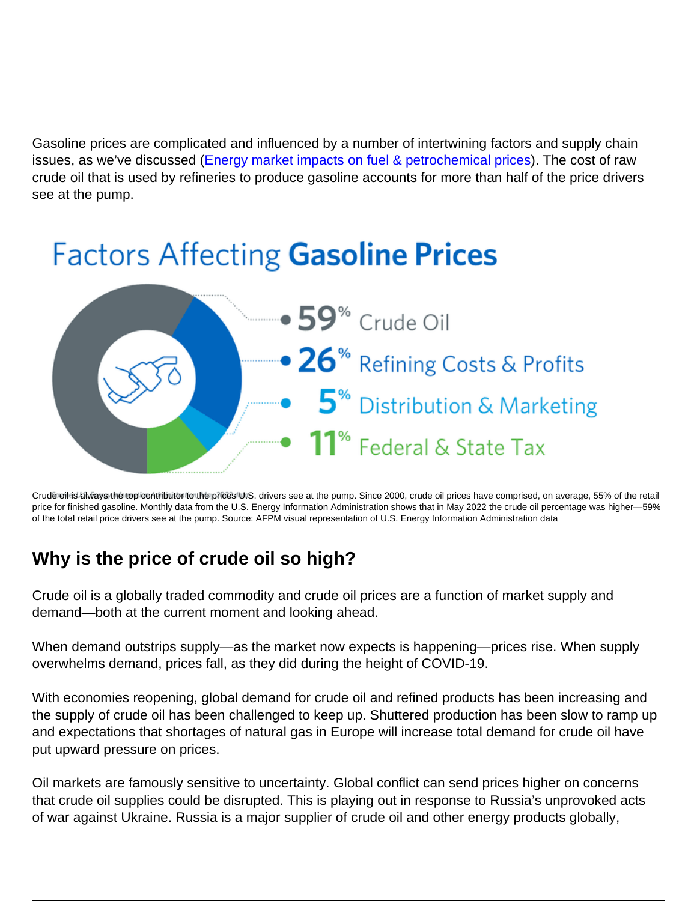Gasoline prices are complicated and influenced by a number of intertwining factors and supply chain issues, as we've discussed (Energy market impacts on fuel & petrochemical prices). The cost of raw crude oil that is used by refineries to produce gasoline accounts for more than half of the price drivers see at the pump.

## Factors Affecting **Gasoline Prices**

- **59%** Crude Oil
- **26%** Refining Costs & Profits
- **5%** Distribution & Marketing
- **11%** Federal & State Tax

Crude oil is always the top contributor to the prices U.S. drivers see at the pump. Since 2000, crude oil prices have comprised, on average, 55% of the retail price for finished gasoline. Monthly data from the U.S. Energy Information Administration shows that in May 2022 the crude oil percentage was higher—59% of the total retail price drivers see at the pump. Source: AFPM visual representation of U.S. Energy Information Administration data

## Why is the price of crude oil so high?

Crude oil is a globally traded commodity and crude oil prices are a function of market supply and demand—both at the current moment and looking ahead.

When demand outstrips supply—as the market now expects is happening—prices rise. When supply overwhelms demand, prices fall, as they did during the height of COVID-19.

With economies reopening, global demand for crude oil and refined products has been increasing and the supply of crude oil has been challenged to keep up. Shuttered production has been slow to ramp up and expectations that shortages of natural gas in Europe will increase total demand for crude oil have put upward pressure on prices.

Oil markets are famously sensitive to uncertainty. Global conflict can send prices higher on concerns that crude oil supplies could be disrupted. This is playing out in response to Russia's unprovoked acts of war against Ukraine. Russia is a major supplier of crude oil and other energy products globally,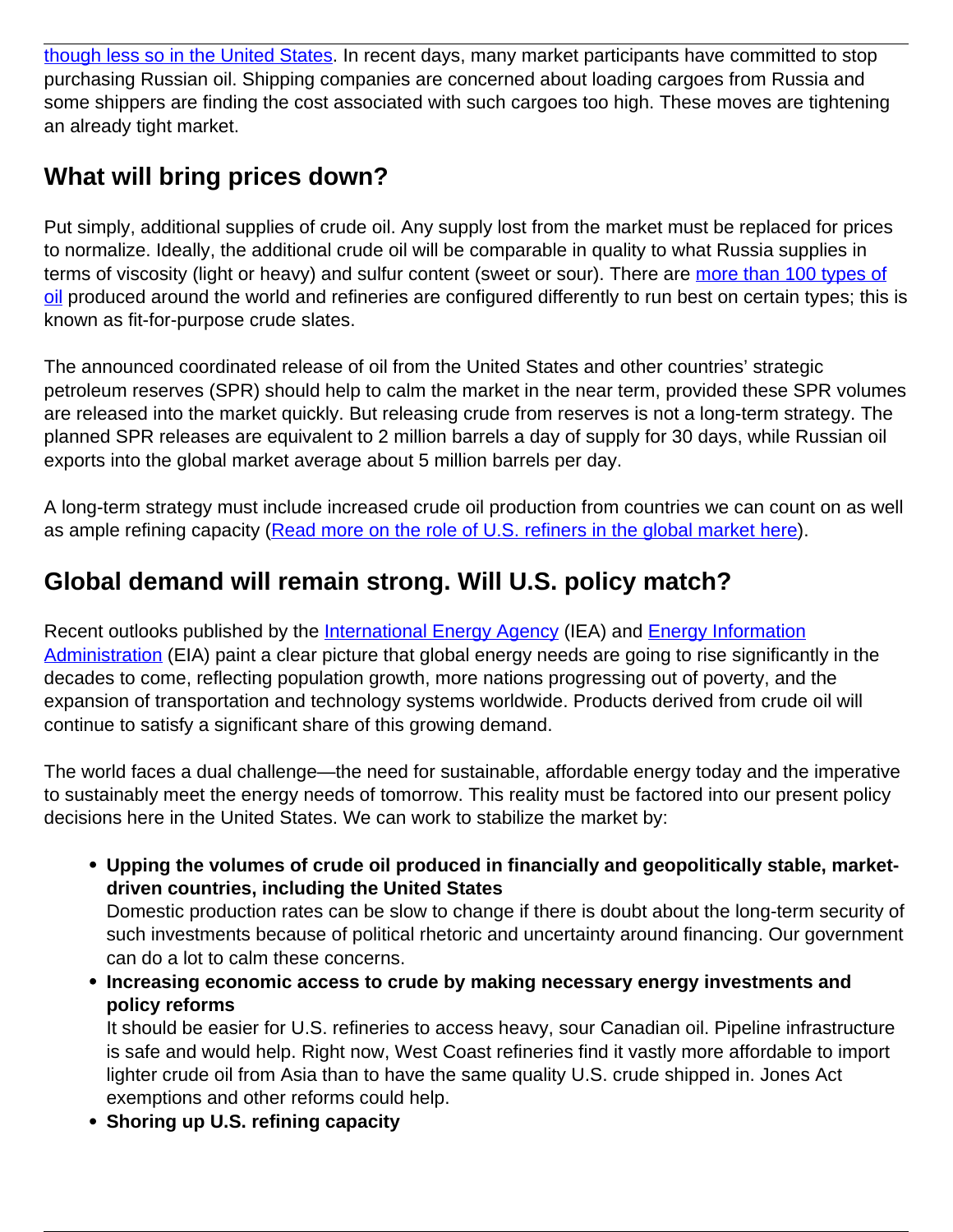though less so in the United States. In recent days, many market participants have committed to stop purchasing Russian oil. Shipping companies are concerned about loading cargoes from Russia and some shippers are finding the cost associated with such cargoes too high. These moves are tightening an already tight market.

## What will bring prices down?

Put simply, additional supplies of crude oil. Any supply lost from the market must be replaced for prices to normalize. Ideally, the additional crude oil will be comparable in quality to what Russia supplies in terms of viscosity (light or heavy) and sulfur content (sweet or sour). There are more than 100 types of oil produced around the world and refineries are configured differently to run best on certain types; this is known as fit-for-purpose crude slates.

The announced coordinated release of oil from the United States and other countries' strategic petroleum reserves (SPR) should help to calm the market in the near term, provided these SPR volumes are released into the market quickly. But releasing crude from reserves is not a long-term strategy. The planned SPR releases are equivalent to 2 million barrels a day of supply for 30 days, while Russian oil exports into the global market average about 5 million barrels per day.

A long-term strategy must include increased crude oil production from countries we can count on as well as ample refining capacity (Read more on the role of U.S. refiners in the global market here).

## Global demand will remain strong. Will U.S. policy match?

Recent outlooks published by the International Energy Agency (IEA) and Energy Information Administration (EIA) paint a clear picture that global energy needs are going to rise significantly in the decades to come, reflecting population growth, more nations progressing out of poverty, and the expansion of transportation and technology systems worldwide. Products derived from crude oil will continue to satisfy a significant share of this growing demand.

The world faces a dual challenge—the need for sustainable, affordable energy today and the imperative to sustainably meet the energy needs of tomorrow. This reality must be factored into our present policy decisions here in the United States. We can work to stabilize the market by:

- **Upping the volumes of crude oil produced in financially and geopolitically stable, market-driven countries, including the United States**
  Domestic production rates can be slow to change if there is doubt about the long-term security of such investments because of political rhetoric and uncertainty around financing. Our government can do a lot to calm these concerns.
- **Increasing economic access to crude by making necessary energy investments and policy reforms**
  It should be easier for U.S. refineries to access heavy, sour Canadian oil. Pipeline infrastructure is safe and would help. Right now, West Coast refineries find it vastly more affordable to import lighter crude oil from Asia than to have the same quality U.S. crude shipped in. Jones Act exemptions and other reforms could help.
- **Shoring up U.S. refining capacity**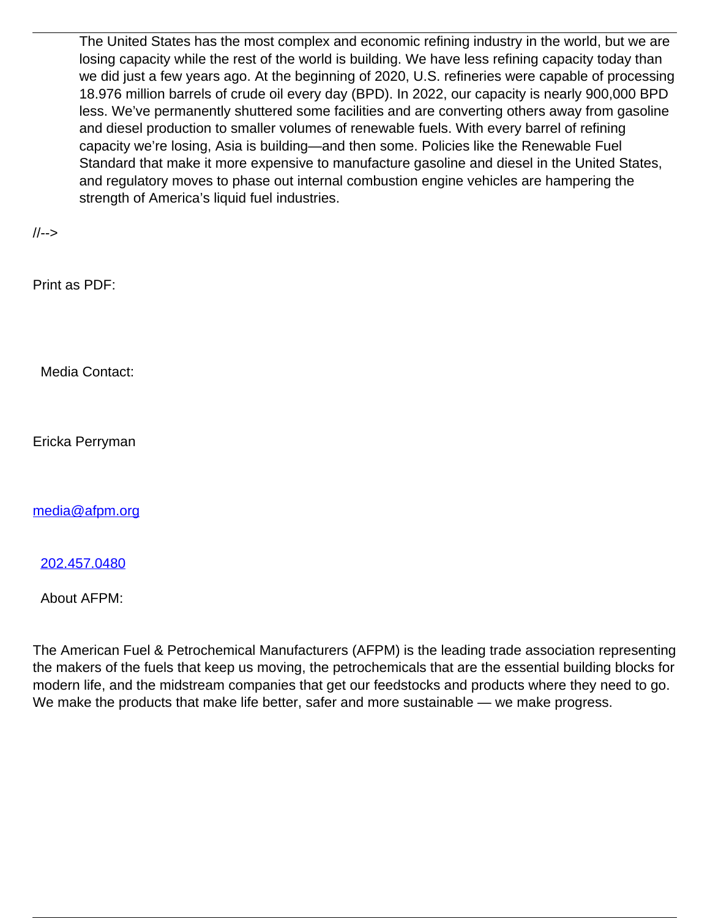> The United States has the most complex and economic refining industry in the world, but we are losing capacity while the rest of the world is building. We have less refining capacity today than we did just a few years ago. At the beginning of 2020, U.S. refineries were capable of processing 18.976 million barrels of crude oil every day (BPD). In 2022, our capacity is nearly 900,000 BPD less. We've permanently shuttered some facilities and are converting others away from gasoline and diesel production to smaller volumes of renewable fuels. With every barrel of refining capacity we're losing, Asia is building—and then some. Policies like the Renewable Fuel Standard that make it more expensive to manufacture gasoline and diesel in the United States, and regulatory moves to phase out internal combustion engine vehicles are hampering the strength of America's liquid fuel industries.

//-->

Print as PDF:

Media Contact:

Ericka Perryman

media@afpm.org

202.457.0480

About AFPM:

The American Fuel & Petrochemical Manufacturers (AFPM) is the leading trade association representing the makers of the fuels that keep us moving, the petrochemicals that are the essential building blocks for modern life, and the midstream companies that get our feedstocks and products where they need to go. We make the products that make life better, safer and more sustainable — we make progress.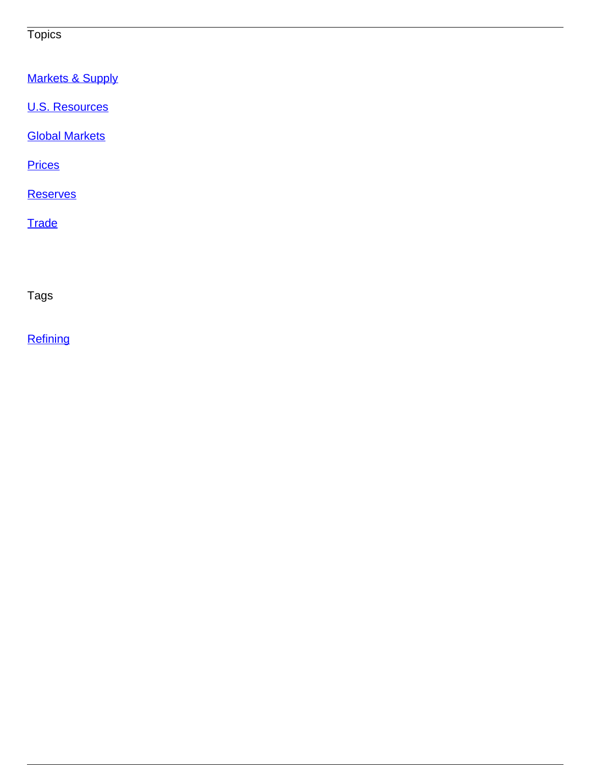Topics

Markets & Supply

U.S. Resources

Global Markets

Prices

Reserves

Trade

Tags

Refining